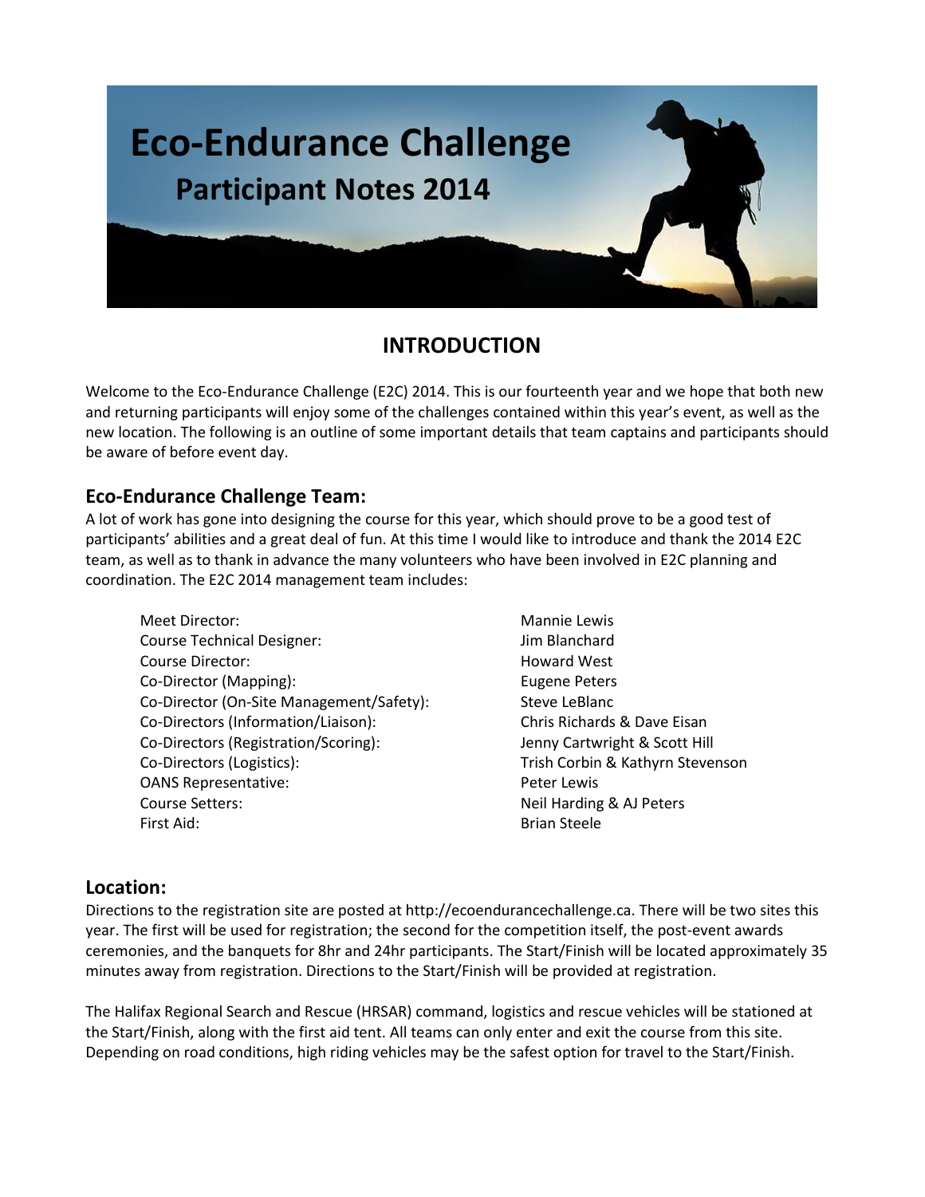# Eco-Endurance Challenge

## Participant Notes 2014

## INTRODUCTION

Welcome to the Eco-Endurance Challenge (E2C) 2014. This is our fourteenth year and we hope that both new and returning participants will enjoy some of the challenges contained within this year's event, as well as the new location. The following is an outline of some important details that team captains and participants should be aware of before event day.

### Eco-Endurance Challenge Team:

A lot of work has gone into designing the course for this year, which should prove to be a good test of participants' abilities and a great deal of fun. At this time I would like to introduce and thank the 2014 E2C team, as well as to thank in advance the many volunteers who have been involved in E2C planning and coordination. The E2C 2014 management team includes:

| | |
|---|---|
| Meet Director: | Mannie Lewis |
| Course Technical Designer: | Jim Blanchard |
| Course Director: | Howard West |
| Co-Director (Mapping): | Eugene Peters |
| Co-Director (On-Site Management/Safety): | Steve LeBlanc |
| Co-Directors (Information/Liaison): | Chris Richards & Dave Eisan |
| Co-Directors (Registration/Scoring): | Jenny Cartwright & Scott Hill |
| Co-Directors (Logistics): | Trish Corbin & Kathyrn Stevenson |
| OANS Representative: | Peter Lewis |
| Course Setters: | Neil Harding & AJ Peters |
| First Aid: | Brian Steele |

### Location:

Directions to the registration site are posted at http://ecoendurancechallenge.ca. There will be two sites this year. The first will be used for registration; the second for the competition itself, the post-event awards ceremonies, and the banquets for 8hr and 24hr participants. The Start/Finish will be located approximately 35 minutes away from registration. Directions to the Start/Finish will be provided at registration.

The Halifax Regional Search and Rescue (HRSAR) command, logistics and rescue vehicles will be stationed at the Start/Finish, along with the first aid tent. All teams can only enter and exit the course from this site. Depending on road conditions, high riding vehicles may be the safest option for travel to the Start/Finish.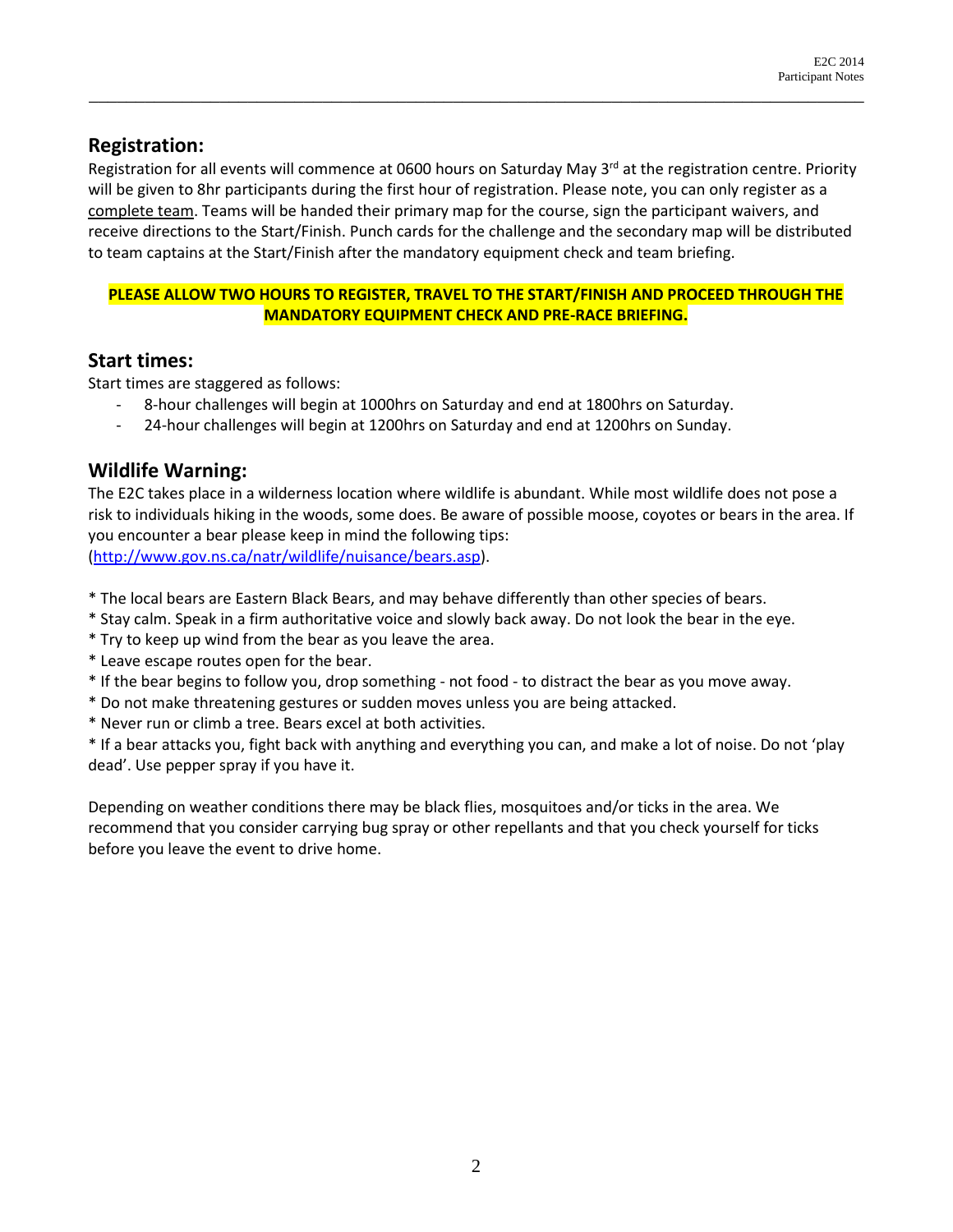## Registration:

Registration for all events will commence at 0600 hours on Saturday May 3rd at the registration centre. Priority will be given to 8hr participants during the first hour of registration. Please note, you can only register as a complete team. Teams will be handed their primary map for the course, sign the participant waivers, and receive directions to the Start/Finish. Punch cards for the challenge and the secondary map will be distributed to team captains at the Start/Finish after the mandatory equipment check and team briefing.

**PLEASE ALLOW TWO HOURS TO REGISTER, TRAVEL TO THE START/FINISH AND PROCEED THROUGH THE MANDATORY EQUIPMENT CHECK AND PRE-RACE BRIEFING.**

## Start times:

Start times are staggered as follows:

- 8-hour challenges will begin at 1000hrs on Saturday and end at 1800hrs on Saturday.
- 24-hour challenges will begin at 1200hrs on Saturday and end at 1200hrs on Sunday.

## Wildlife Warning:

The E2C takes place in a wilderness location where wildlife is abundant. While most wildlife does not pose a risk to individuals hiking in the woods, some does. Be aware of possible moose, coyotes or bears in the area. If you encounter a bear please keep in mind the following tips: (http://www.gov.ns.ca/natr/wildlife/nuisance/bears.asp).

* The local bears are Eastern Black Bears, and may behave differently than other species of bears.
* Stay calm. Speak in a firm authoritative voice and slowly back away. Do not look the bear in the eye.
* Try to keep up wind from the bear as you leave the area.
* Leave escape routes open for the bear.
* If the bear begins to follow you, drop something - not food - to distract the bear as you move away.
* Do not make threatening gestures or sudden moves unless you are being attacked.
* Never run or climb a tree. Bears excel at both activities.
* If a bear attacks you, fight back with anything and everything you can, and make a lot of noise. Do not 'play dead'. Use pepper spray if you have it.

Depending on weather conditions there may be black flies, mosquitoes and/or ticks in the area. We recommend that you consider carrying bug spray or other repellants and that you check yourself for ticks before you leave the event to drive home.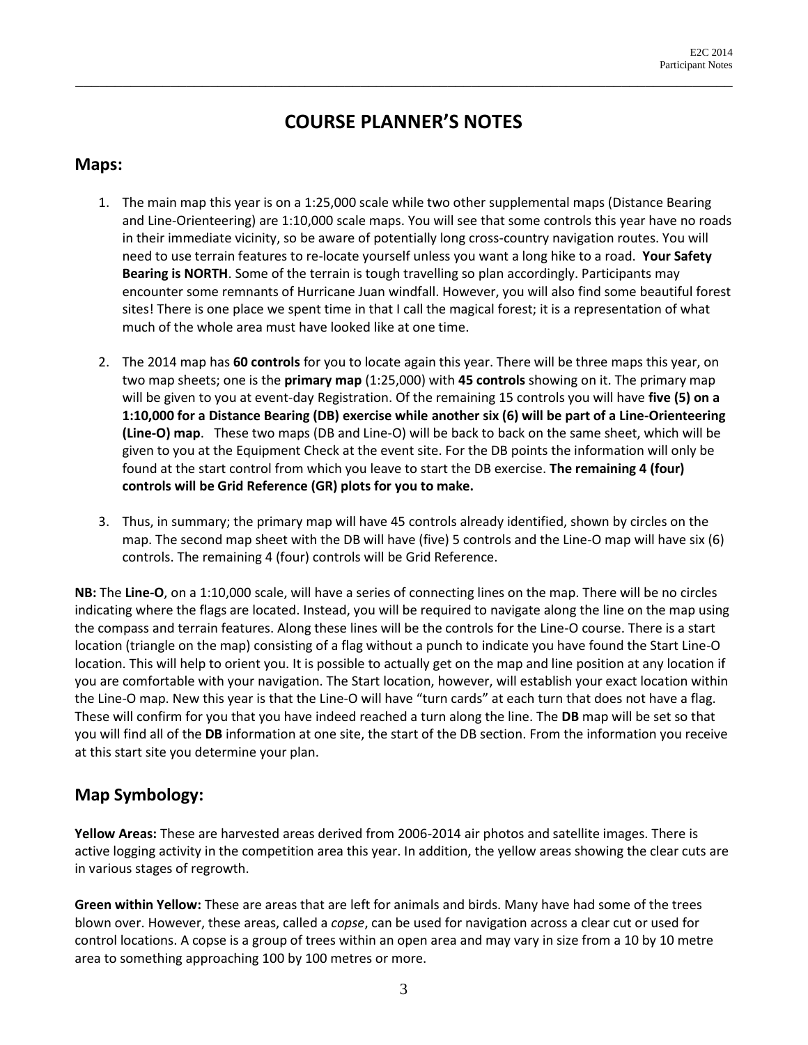# COURSE PLANNER'S NOTES

## Maps:

1. The main map this year is on a 1:25,000 scale while two other supplemental maps (Distance Bearing and Line-Orienteering) are 1:10,000 scale maps. You will see that some controls this year have no roads in their immediate vicinity, so be aware of potentially long cross-country navigation routes. You will need to use terrain features to re-locate yourself unless you want a long hike to a road. **Your Safety Bearing is NORTH**. Some of the terrain is tough travelling so plan accordingly. Participants may encounter some remnants of Hurricane Juan windfall. However, you will also find some beautiful forest sites! There is one place we spent time in that I call the magical forest; it is a representation of what much of the whole area must have looked like at one time.

2. The 2014 map has **60 controls** for you to locate again this year. There will be three maps this year, on two map sheets; one is the **primary map** (1:25,000) with **45 controls** showing on it. The primary map will be given to you at event-day Registration. Of the remaining 15 controls you will have **five (5) on a 1:10,000 for a Distance Bearing (DB) exercise while another six (6) will be part of a Line-Orienteering (Line-O) map**. These two maps (DB and Line-O) will be back to back on the same sheet, which will be given to you at the Equipment Check at the event site. For the DB points the information will only be found at the start control from which you leave to start the DB exercise. **The remaining 4 (four) controls will be Grid Reference (GR) plots for you to make.**

3. Thus, in summary; the primary map will have 45 controls already identified, shown by circles on the map. The second map sheet with the DB will have (five) 5 controls and the Line-O map will have six (6) controls. The remaining 4 (four) controls will be Grid Reference.

**NB:** The **Line-O**, on a 1:10,000 scale, will have a series of connecting lines on the map. There will be no circles indicating where the flags are located. Instead, you will be required to navigate along the line on the map using the compass and terrain features. Along these lines will be the controls for the Line-O course. There is a start location (triangle on the map) consisting of a flag without a punch to indicate you have found the Start Line-O location. This will help to orient you. It is possible to actually get on the map and line position at any location if you are comfortable with your navigation. The Start location, however, will establish your exact location within the Line-O map. New this year is that the Line-O will have "turn cards" at each turn that does not have a flag. These will confirm for you that you have indeed reached a turn along the line. The **DB** map will be set so that you will find all of the **DB** information at one site, the start of the DB section. From the information you receive at this start site you determine your plan.

## Map Symbology:

**Yellow Areas:** These are harvested areas derived from 2006-2014 air photos and satellite images. There is active logging activity in the competition area this year. In addition, the yellow areas showing the clear cuts are in various stages of regrowth.

**Green within Yellow:** These are areas that are left for animals and birds. Many have had some of the trees blown over. However, these areas, called a *copse*, can be used for navigation across a clear cut or used for control locations. A copse is a group of trees within an open area and may vary in size from a 10 by 10 metre area to something approaching 100 by 100 metres or more.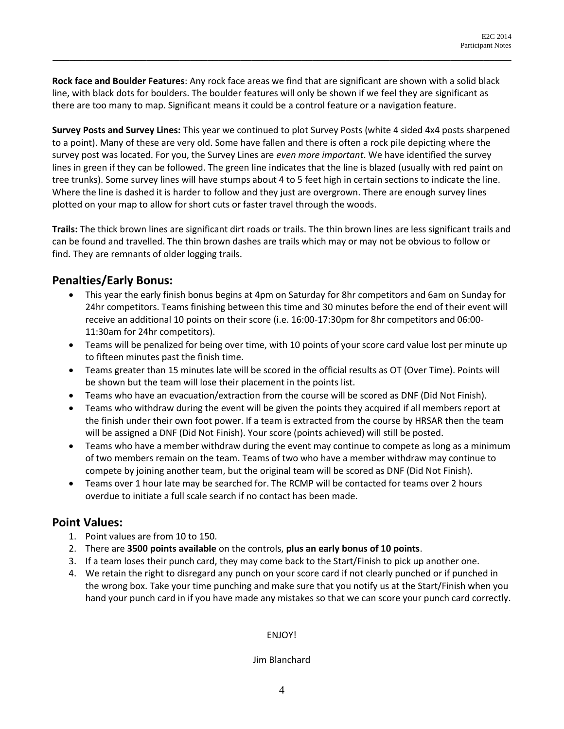**Rock face and Boulder Features**: Any rock face areas we find that are significant are shown with a solid black line, with black dots for boulders. The boulder features will only be shown if we feel they are significant as there are too many to map. Significant means it could be a control feature or a navigation feature.

**Survey Posts and Survey Lines:** This year we continued to plot Survey Posts (white 4 sided 4x4 posts sharpened to a point). Many of these are very old. Some have fallen and there is often a rock pile depicting where the survey post was located. For you, the Survey Lines are *even more important*. We have identified the survey lines in green if they can be followed. The green line indicates that the line is blazed (usually with red paint on tree trunks). Some survey lines will have stumps about 4 to 5 feet high in certain sections to indicate the line. Where the line is dashed it is harder to follow and they just are overgrown. There are enough survey lines plotted on your map to allow for short cuts or faster travel through the woods.

**Trails:** The thick brown lines are significant dirt roads or trails. The thin brown lines are less significant trails and can be found and travelled. The thin brown dashes are trails which may or may not be obvious to follow or find. They are remnants of older logging trails.

## Penalties/Early Bonus:

- This year the early finish bonus begins at 4pm on Saturday for 8hr competitors and 6am on Sunday for 24hr competitors. Teams finishing between this time and 30 minutes before the end of their event will receive an additional 10 points on their score (i.e. 16:00-17:30pm for 8hr competitors and 06:00-11:30am for 24hr competitors).
- Teams will be penalized for being over time, with 10 points of your score card value lost per minute up to fifteen minutes past the finish time.
- Teams greater than 15 minutes late will be scored in the official results as OT (Over Time). Points will be shown but the team will lose their placement in the points list.
- Teams who have an evacuation/extraction from the course will be scored as DNF (Did Not Finish).
- Teams who withdraw during the event will be given the points they acquired if all members report at the finish under their own foot power. If a team is extracted from the course by HRSAR then the team will be assigned a DNF (Did Not Finish). Your score (points achieved) will still be posted.
- Teams who have a member withdraw during the event may continue to compete as long as a minimum of two members remain on the team. Teams of two who have a member withdraw may continue to compete by joining another team, but the original team will be scored as DNF (Did Not Finish).
- Teams over 1 hour late may be searched for. The RCMP will be contacted for teams over 2 hours overdue to initiate a full scale search if no contact has been made.

## Point Values:

1. Point values are from 10 to 150.
2. There are **3500 points available** on the controls, **plus an early bonus of 10 points**.
3. If a team loses their punch card, they may come back to the Start/Finish to pick up another one.
4. We retain the right to disregard any punch on your score card if not clearly punched or if punched in the wrong box. Take your time punching and make sure that you notify us at the Start/Finish when you hand your punch card in if you have made any mistakes so that we can score your punch card correctly.

ENJOY!

Jim Blanchard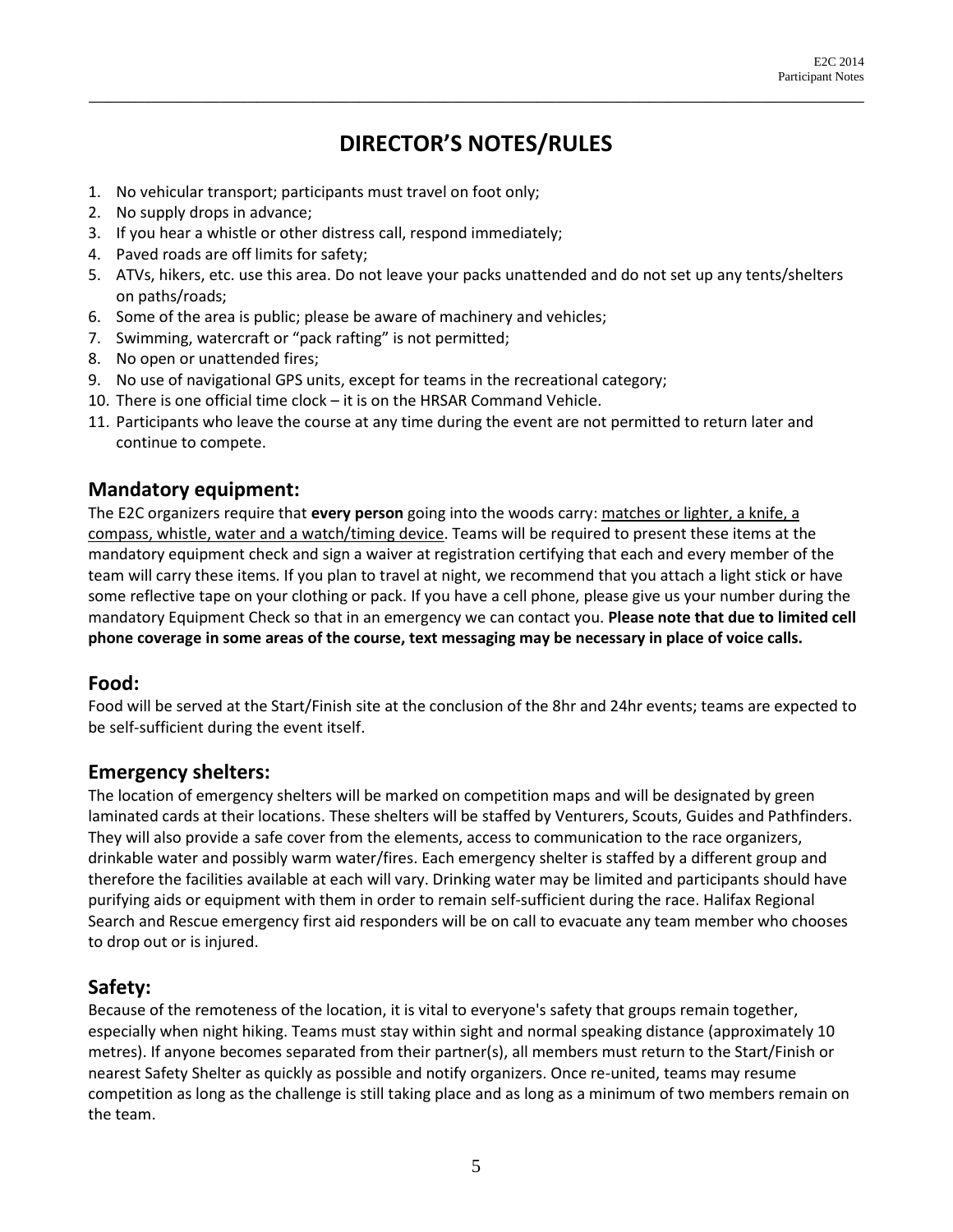# DIRECTOR'S NOTES/RULES

1. No vehicular transport; participants must travel on foot only;
2. No supply drops in advance;
3. If you hear a whistle or other distress call, respond immediately;
4. Paved roads are off limits for safety;
5. ATVs, hikers, etc. use this area. Do not leave your packs unattended and do not set up any tents/shelters on paths/roads;
6. Some of the area is public; please be aware of machinery and vehicles;
7. Swimming, watercraft or "pack rafting" is not permitted;
8. No open or unattended fires;
9. No use of navigational GPS units, except for teams in the recreational category;
10. There is one official time clock – it is on the HRSAR Command Vehicle.
11. Participants who leave the course at any time during the event are not permitted to return later and continue to compete.

## Mandatory equipment:

The E2C organizers require that **every person** going into the woods carry: matches or lighter, a knife, a compass, whistle, water and a watch/timing device. Teams will be required to present these items at the mandatory equipment check and sign a waiver at registration certifying that each and every member of the team will carry these items. If you plan to travel at night, we recommend that you attach a light stick or have some reflective tape on your clothing or pack. If you have a cell phone, please give us your number during the mandatory Equipment Check so that in an emergency we can contact you. **Please note that due to limited cell phone coverage in some areas of the course, text messaging may be necessary in place of voice calls.**

## Food:

Food will be served at the Start/Finish site at the conclusion of the 8hr and 24hr events; teams are expected to be self-sufficient during the event itself.

## Emergency shelters:

The location of emergency shelters will be marked on competition maps and will be designated by green laminated cards at their locations. These shelters will be staffed by Venturers, Scouts, Guides and Pathfinders. They will also provide a safe cover from the elements, access to communication to the race organizers, drinkable water and possibly warm water/fires. Each emergency shelter is staffed by a different group and therefore the facilities available at each will vary. Drinking water may be limited and participants should have purifying aids or equipment with them in order to remain self-sufficient during the race. Halifax Regional Search and Rescue emergency first aid responders will be on call to evacuate any team member who chooses to drop out or is injured.

## Safety:

Because of the remoteness of the location, it is vital to everyone's safety that groups remain together, especially when night hiking. Teams must stay within sight and normal speaking distance (approximately 10 metres). If anyone becomes separated from their partner(s), all members must return to the Start/Finish or nearest Safety Shelter as quickly as possible and notify organizers. Once re-united, teams may resume competition as long as the challenge is still taking place and as long as a minimum of two members remain on the team.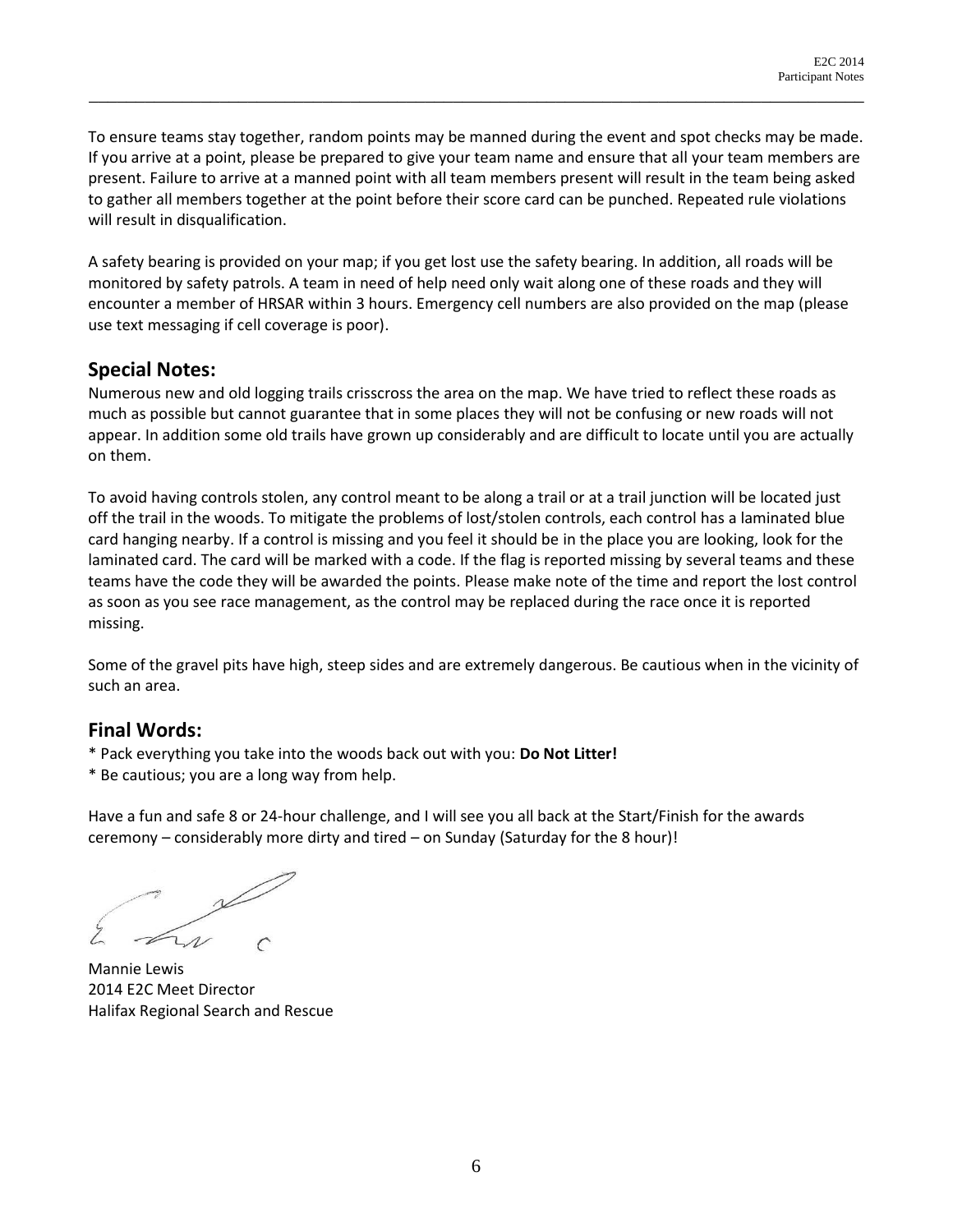To ensure teams stay together, random points may be manned during the event and spot checks may be made. If you arrive at a point, please be prepared to give your team name and ensure that all your team members are present. Failure to arrive at a manned point with all team members present will result in the team being asked to gather all members together at the point before their score card can be punched. Repeated rule violations will result in disqualification.

A safety bearing is provided on your map; if you get lost use the safety bearing. In addition, all roads will be monitored by safety patrols. A team in need of help need only wait along one of these roads and they will encounter a member of HRSAR within 3 hours. Emergency cell numbers are also provided on the map (please use text messaging if cell coverage is poor).

## Special Notes:

Numerous new and old logging trails crisscross the area on the map. We have tried to reflect these roads as much as possible but cannot guarantee that in some places they will not be confusing or new roads will not appear. In addition some old trails have grown up considerably and are difficult to locate until you are actually on them.

To avoid having controls stolen, any control meant to be along a trail or at a trail junction will be located just off the trail in the woods. To mitigate the problems of lost/stolen controls, each control has a laminated blue card hanging nearby. If a control is missing and you feel it should be in the place you are looking, look for the laminated card. The card will be marked with a code. If the flag is reported missing by several teams and these teams have the code they will be awarded the points. Please make note of the time and report the lost control as soon as you see race management, as the control may be replaced during the race once it is reported missing.

Some of the gravel pits have high, steep sides and are extremely dangerous. Be cautious when in the vicinity of such an area.

## Final Words:

* Pack everything you take into the woods back out with you: **Do Not Litter!**
* Be cautious; you are a long way from help.

Have a fun and safe 8 or 24-hour challenge, and I will see you all back at the Start/Finish for the awards ceremony – considerably more dirty and tired – on Sunday (Saturday for the 8 hour)!

Mannie Lewis
2014 E2C Meet Director
Halifax Regional Search and Rescue